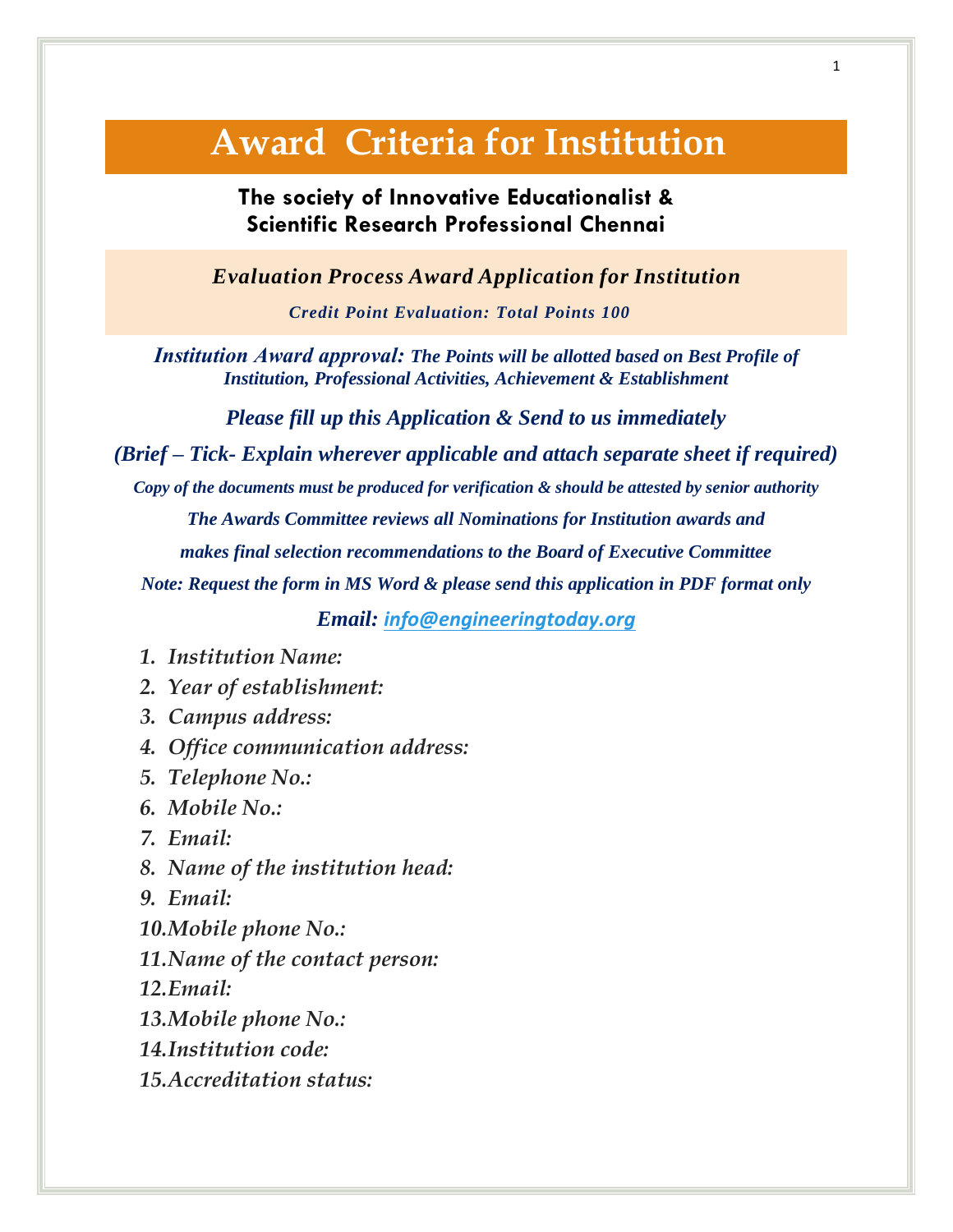# Award Criteria for Institution

**The society of Innovative Educationalist & Scientific Research Professional Chennai**

***Evaluation Process Award Application for Institution***

***Credit Point Evaluation: Total Points 100***

***Institution Award approval:* *The Points will be allotted based on Best Profile of Institution, Professional Activities, Achievement & Establishment***

***Please fill up this Application & Send to us immediately***

***(Brief – Tick- Explain wherever applicable and attach separate sheet if required)***

***Copy of the documents must be produced for verification & should be attested by senior authority***

***The Awards Committee reviews all Nominations for Institution awards and makes final selection recommendations to the Board of Executive Committee***

***Note: Request the form in MS Word & please send this application in PDF format only***

***Email:*** ***info@engineeringtoday.org***

1. *Institution Name:*
2. *Year of establishment:*
3. *Campus address:*
4. *Office communication address:*
5. *Telephone No.:*
6. *Mobile No.:*
7. *Email:*
8. *Name of the institution head:*
9. *Email:*
10. *Mobile phone No.:*
11. *Name of the contact person:*
12. *Email:*
13. *Mobile phone No.:*
14. *Institution code:*
15. *Accreditation status:*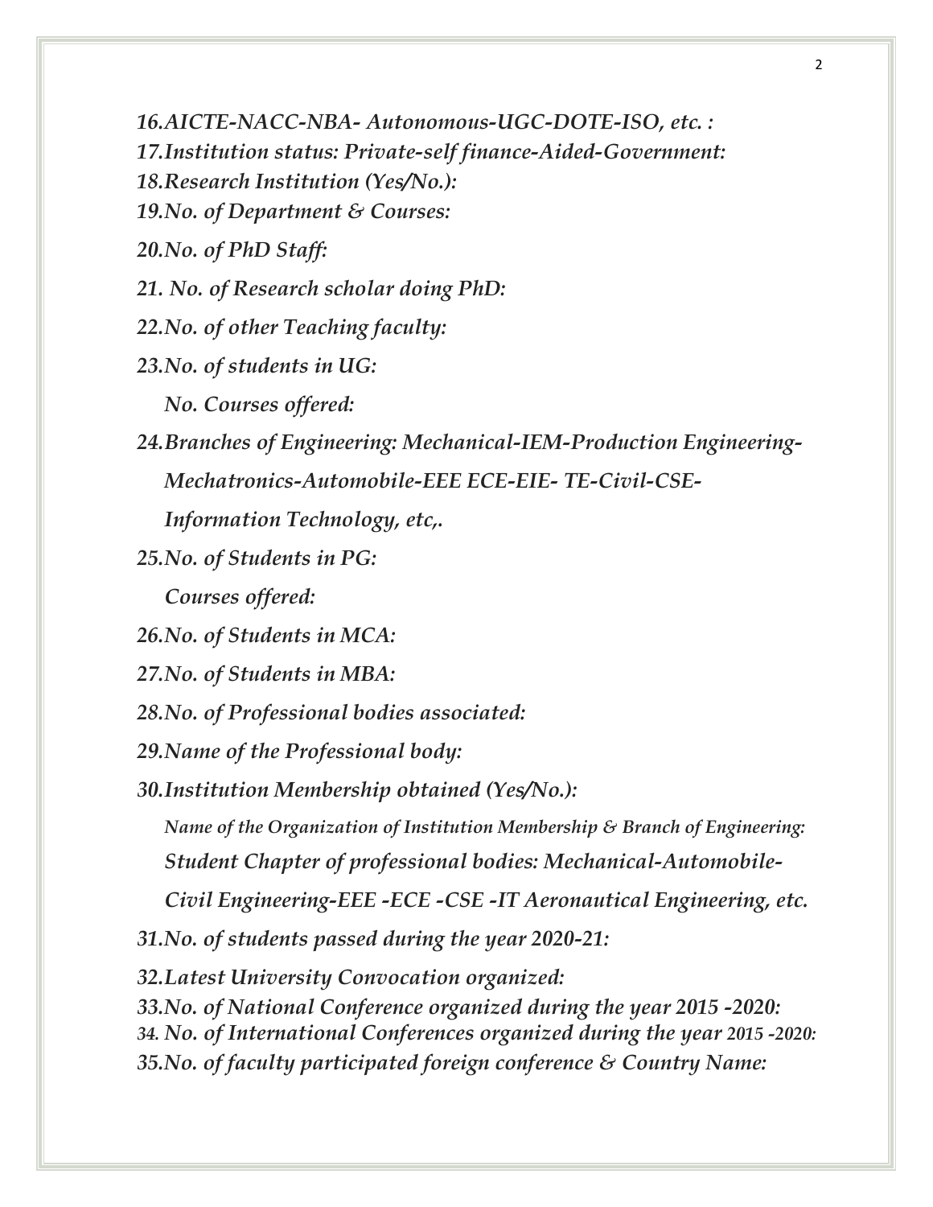*16.AICTE-NACC-NBA- Autonomous-UGC-DOTE-ISO, etc. :*

*17.Institution status: Private-self finance-Aided-Government:*

*18.Research Institution (Yes/No.):*

*19.No. of Department & Courses:*

*20.No. of PhD Staff:*

*21. No. of Research scholar doing PhD:*

*22.No. of other Teaching faculty:*

*23.No. of students in UG:*

*No. Courses offered:*

*24.Branches of Engineering: Mechanical-IEM-Production Engineering-Mechatronics-Automobile-EEE ECE-EIE- TE-Civil-CSE-Information Technology, etc,.*

*25.No. of Students in PG:*

*Courses offered:*

*26.No. of Students in MCA:*

*27.No. of Students in MBA:*

*28.No. of Professional bodies associated:*

*29.Name of the Professional body:*

*30.Institution Membership obtained (Yes/No.):*

*Name of the Organization of Institution Membership & Branch of Engineering:*

*Student Chapter of professional bodies: Mechanical-Automobile-Civil Engineering-EEE -ECE -CSE -IT Aeronautical Engineering, etc.*

*31.No. of students passed during the year 2020-21:*

*32.Latest University Convocation organized:*

*33.No. of National Conference organized during the year 2015 -2020:*

*34. No. of International Conferences organized during the year 2015 -2020:*

*35.No. of faculty participated foreign conference & Country Name:*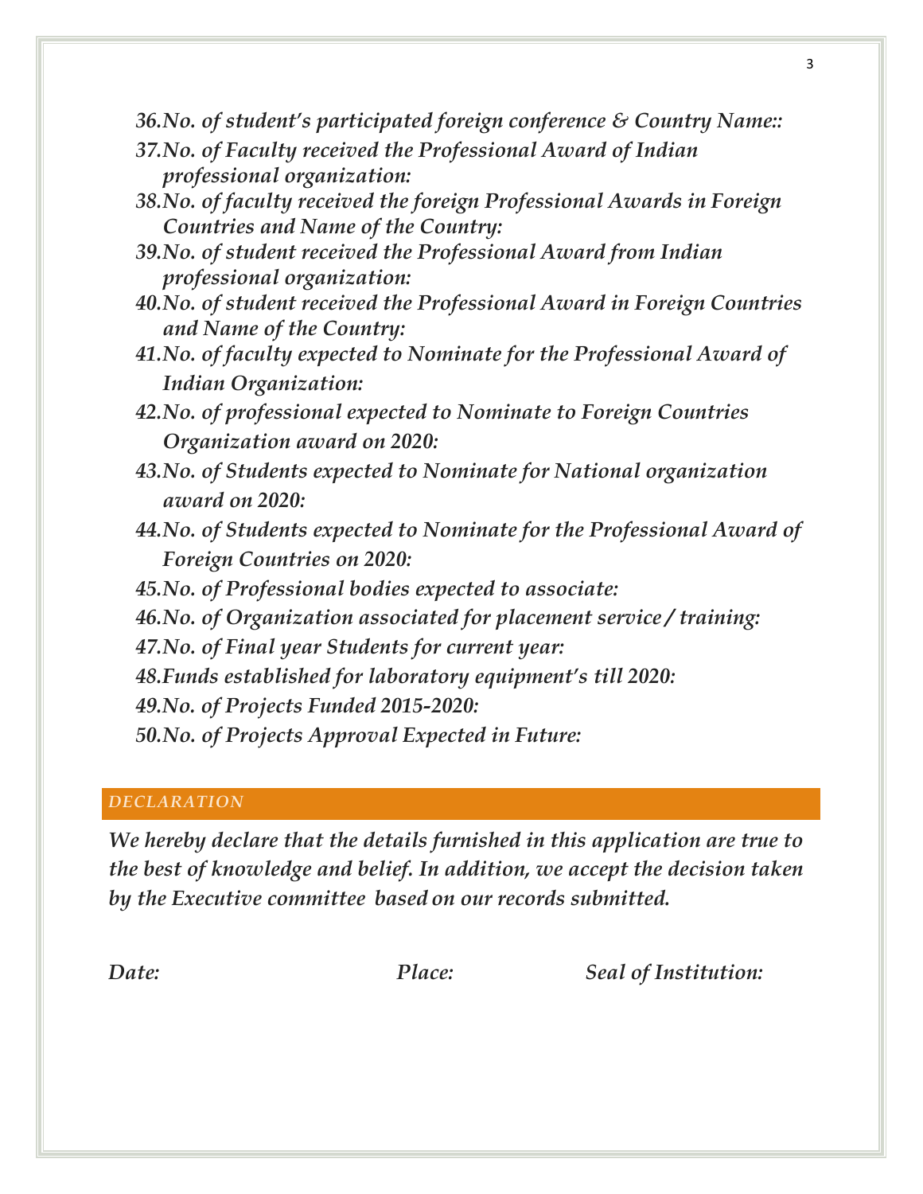*36.No. of student's participated foreign conference & Country Name::*

*37.No. of Faculty received the Professional Award of Indian professional organization:*

*38.No. of faculty received the foreign Professional Awards in Foreign Countries and Name of the Country:*

*39.No. of student received the Professional Award from Indian professional organization:*

*40.No. of student received the Professional Award in Foreign Countries and Name of the Country:*

*41.No. of faculty expected to Nominate for the Professional Award of Indian Organization:*

*42.No. of professional expected to Nominate to Foreign Countries Organization award on 2020:*

*43.No. of Students expected to Nominate for National organization award on 2020:*

*44.No. of Students expected to Nominate for the Professional Award of Foreign Countries on 2020:*

*45.No. of Professional bodies expected to associate:*

*46.No. of Organization associated for placement service / training:*

*47.No. of Final year Students for current year:*

*48.Funds established for laboratory equipment's till 2020:*

*49.No. of Projects Funded 2015-2020:*

*50.No. of Projects Approval Expected in Future:*

## *DECLARATION*

***We hereby declare that the details furnished in this application are true to the best of knowledge and belief. In addition, we accept the decision taken by the Executive committee based on our records submitted.***

*Date:* *Place:* *Seal of Institution:*